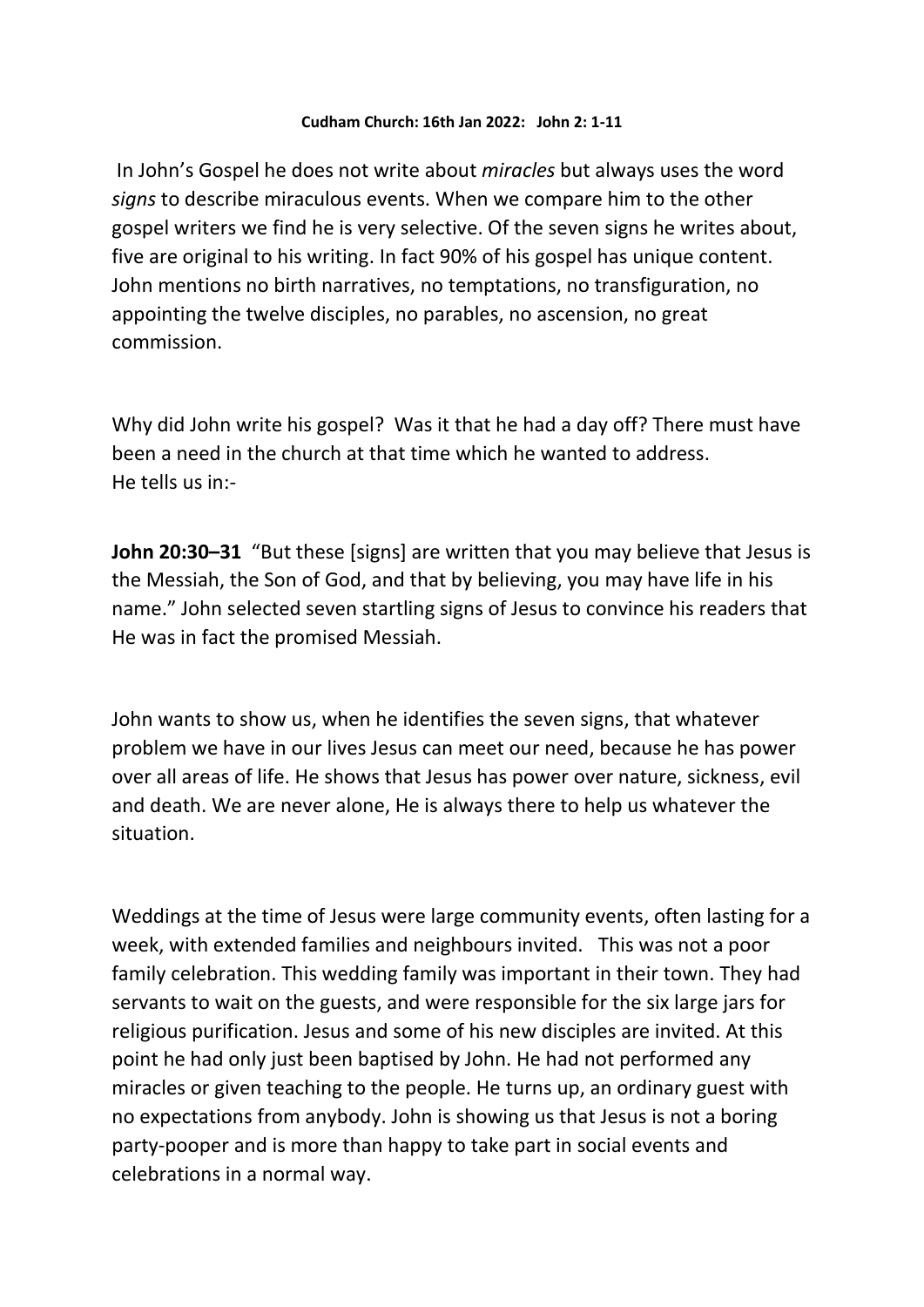**Cudham Church: 16th Jan 2022: John 2: 1-11**

In John's Gospel he does not write about *miracles* but always uses the word *signs* to describe miraculous events. When we compare him to the other gospel writers we find he is very selective. Of the seven signs he writes about, five are original to his writing. In fact 90% of his gospel has unique content. John mentions no birth narratives, no temptations, no transfiguration, no appointing the twelve disciples, no parables, no ascension, no great commission.

Why did John write his gospel? Was it that he had a day off? There must have been a need in the church at that time which he wanted to address.
He tells us in:-

**John 20:30–31** "But these [signs] are written that you may believe that Jesus is the Messiah, the Son of God, and that by believing, you may have life in his name." John selected seven startling signs of Jesus to convince his readers that He was in fact the promised Messiah.

John wants to show us, when he identifies the seven signs, that whatever problem we have in our lives Jesus can meet our need, because he has power over all areas of life. He shows that Jesus has power over nature, sickness, evil and death. We are never alone, He is always there to help us whatever the situation.

Weddings at the time of Jesus were large community events, often lasting for a week, with extended families and neighbours invited. This was not a poor family celebration. This wedding family was important in their town. They had servants to wait on the guests, and were responsible for the six large jars for religious purification. Jesus and some of his new disciples are invited. At this point he had only just been baptised by John. He had not performed any miracles or given teaching to the people. He turns up, an ordinary guest with no expectations from anybody. John is showing us that Jesus is not a boring party-pooper and is more than happy to take part in social events and celebrations in a normal way.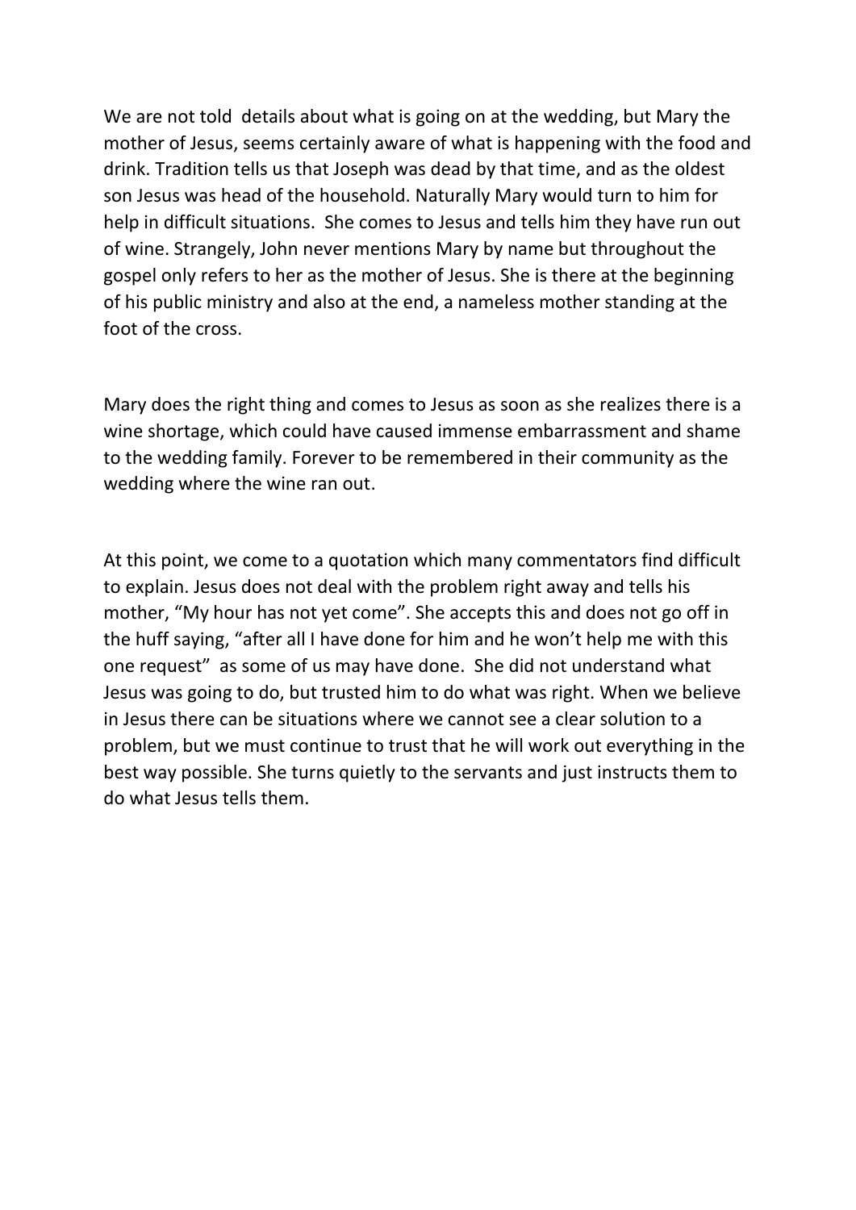We are not told details about what is going on at the wedding, but Mary the mother of Jesus, seems certainly aware of what is happening with the food and drink. Tradition tells us that Joseph was dead by that time, and as the oldest son Jesus was head of the household. Naturally Mary would turn to him for help in difficult situations. She comes to Jesus and tells him they have run out of wine. Strangely, John never mentions Mary by name but throughout the gospel only refers to her as the mother of Jesus. She is there at the beginning of his public ministry and also at the end, a nameless mother standing at the foot of the cross.

Mary does the right thing and comes to Jesus as soon as she realizes there is a wine shortage, which could have caused immense embarrassment and shame to the wedding family. Forever to be remembered in their community as the wedding where the wine ran out.

At this point, we come to a quotation which many commentators find difficult to explain. Jesus does not deal with the problem right away and tells his mother, "My hour has not yet come". She accepts this and does not go off in the huff saying, "after all I have done for him and he won't help me with this one request" as some of us may have done. She did not understand what Jesus was going to do, but trusted him to do what was right. When we believe in Jesus there can be situations where we cannot see a clear solution to a problem, but we must continue to trust that he will work out everything in the best way possible. She turns quietly to the servants and just instructs them to do what Jesus tells them.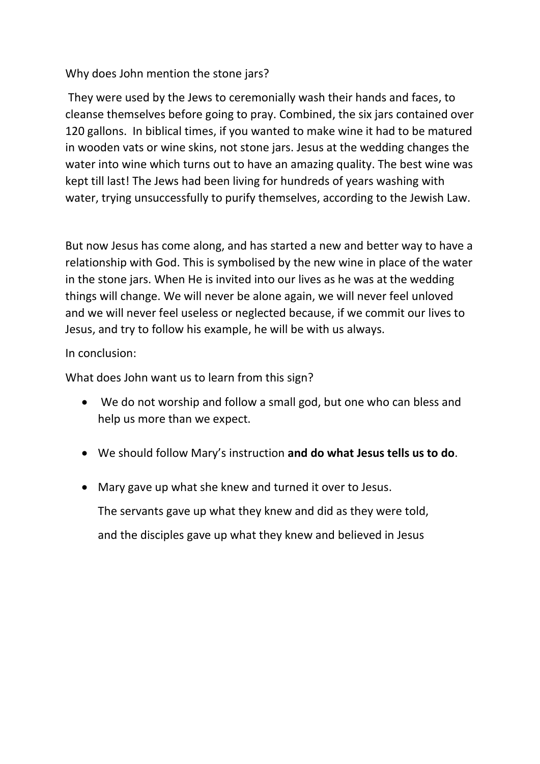Why does John mention the stone jars?

They were used by the Jews to ceremonially wash their hands and faces, to cleanse themselves before going to pray. Combined, the six jars contained over 120 gallons. In biblical times, if you wanted to make wine it had to be matured in wooden vats or wine skins, not stone jars. Jesus at the wedding changes the water into wine which turns out to have an amazing quality. The best wine was kept till last! The Jews had been living for hundreds of years washing with water, trying unsuccessfully to purify themselves, according to the Jewish Law.

But now Jesus has come along, and has started a new and better way to have a relationship with God. This is symbolised by the new wine in place of the water in the stone jars. When He is invited into our lives as he was at the wedding things will change. We will never be alone again, we will never feel unloved and we will never feel useless or neglected because, if we commit our lives to Jesus, and try to follow his example, he will be with us always.

In conclusion:

What does John want us to learn from this sign?

- We do not worship and follow a small god, but one who can bless and help us more than we expect.
- We should follow Mary's instruction **and do what Jesus tells us to do**.
- Mary gave up what she knew and turned it over to Jesus.

  The servants gave up what they knew and did as they were told,

  and the disciples gave up what they knew and believed in Jesus